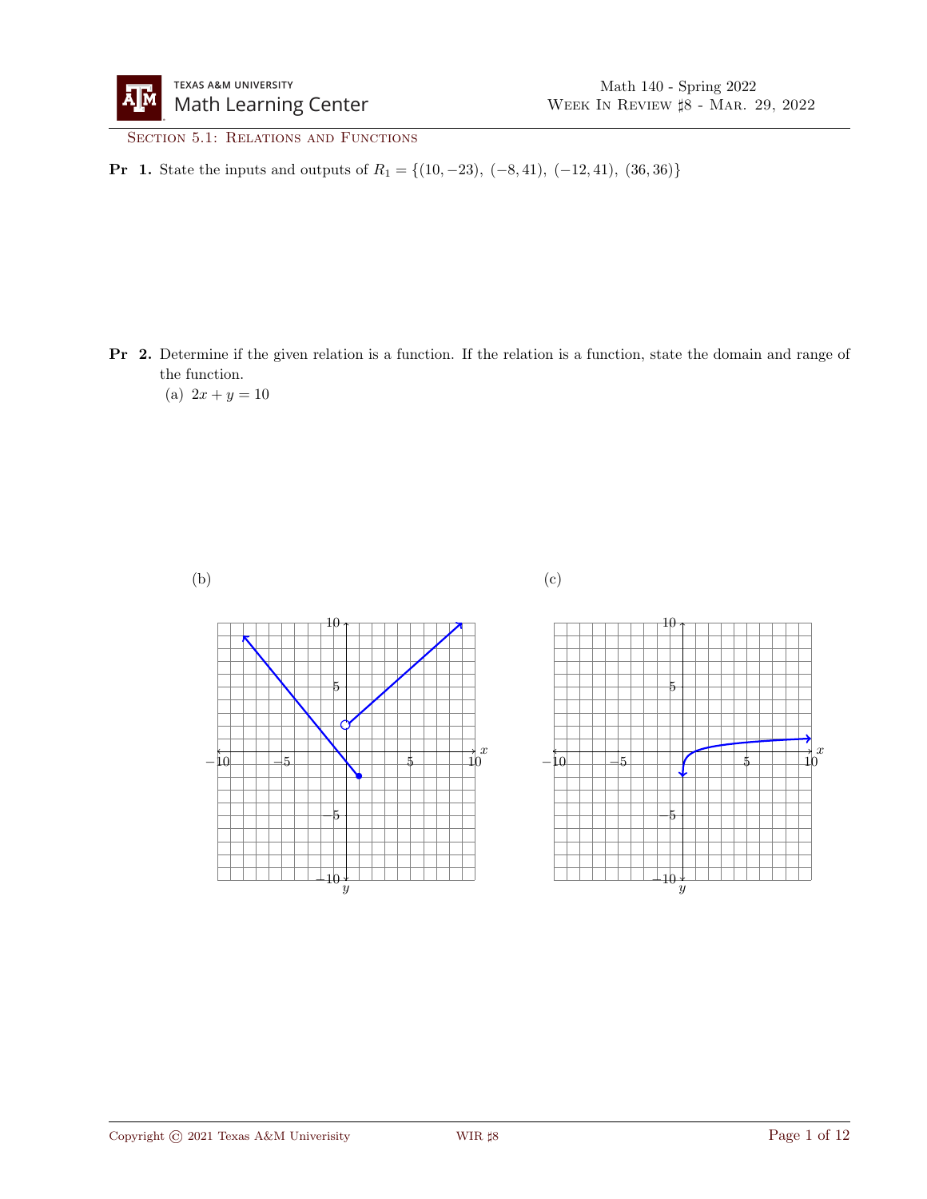## Section 5.1: Relations and Functions

**Pr 1.** State the inputs and outputs of $R_1 = \{(10, -23),\ (-8, 41),\ (-12, 41),\ (36, 36)\}$

**Pr 2.** Determine if the given relation is a function. If the relation is a function, state the domain and range of the function.

(a) $2x + y = 10$

(b)

(c)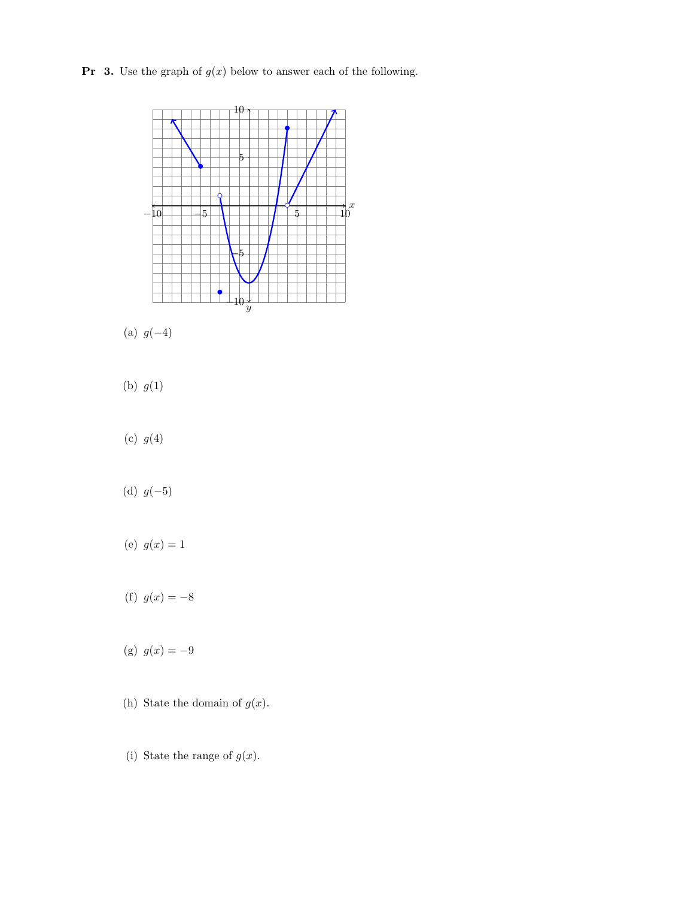**Pr 3.** Use the graph of $g(x)$ below to answer each of the following.

(a) $g(-4)$

(b) $g(1)$

(c) $g(4)$

(d) $g(-5)$

(e) $g(x) = 1$

(f) $g(x) = -8$

(g) $g(x) = -9$

(h) State the domain of $g(x)$.

(i) State the range of $g(x)$.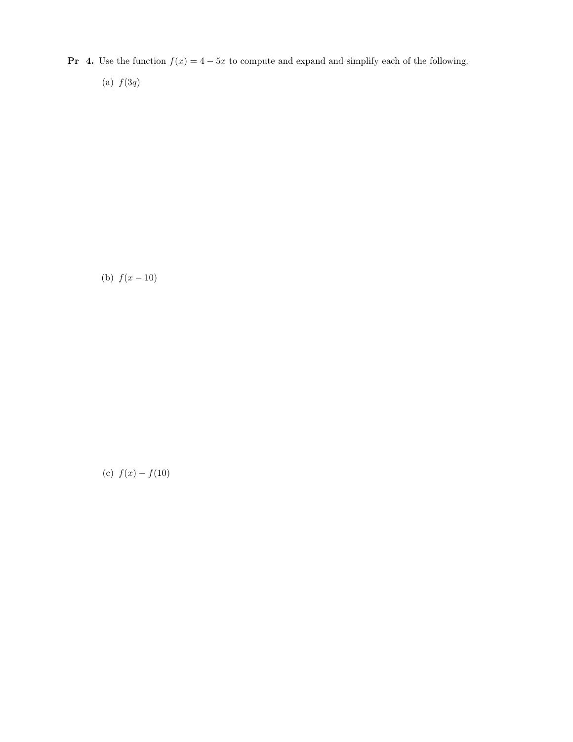**Pr 4.** Use the function $f(x) = 4 - 5x$ to compute and expand and simplify each of the following.

(a) $f(3q)$

(b) $f(x - 10)$

(c) $f(x) - f(10)$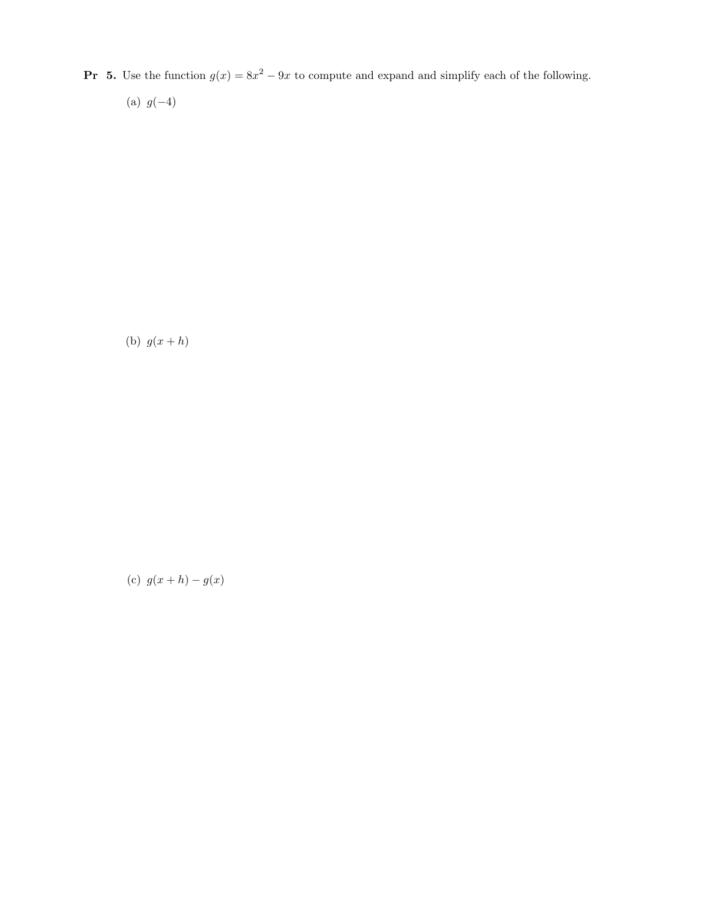**Pr 5.** Use the function $g(x) = 8x^2 - 9x$ to compute and expand and simplify each of the following.

(a) $g(-4)$

(b) $g(x+h)$

(c) $g(x+h) - g(x)$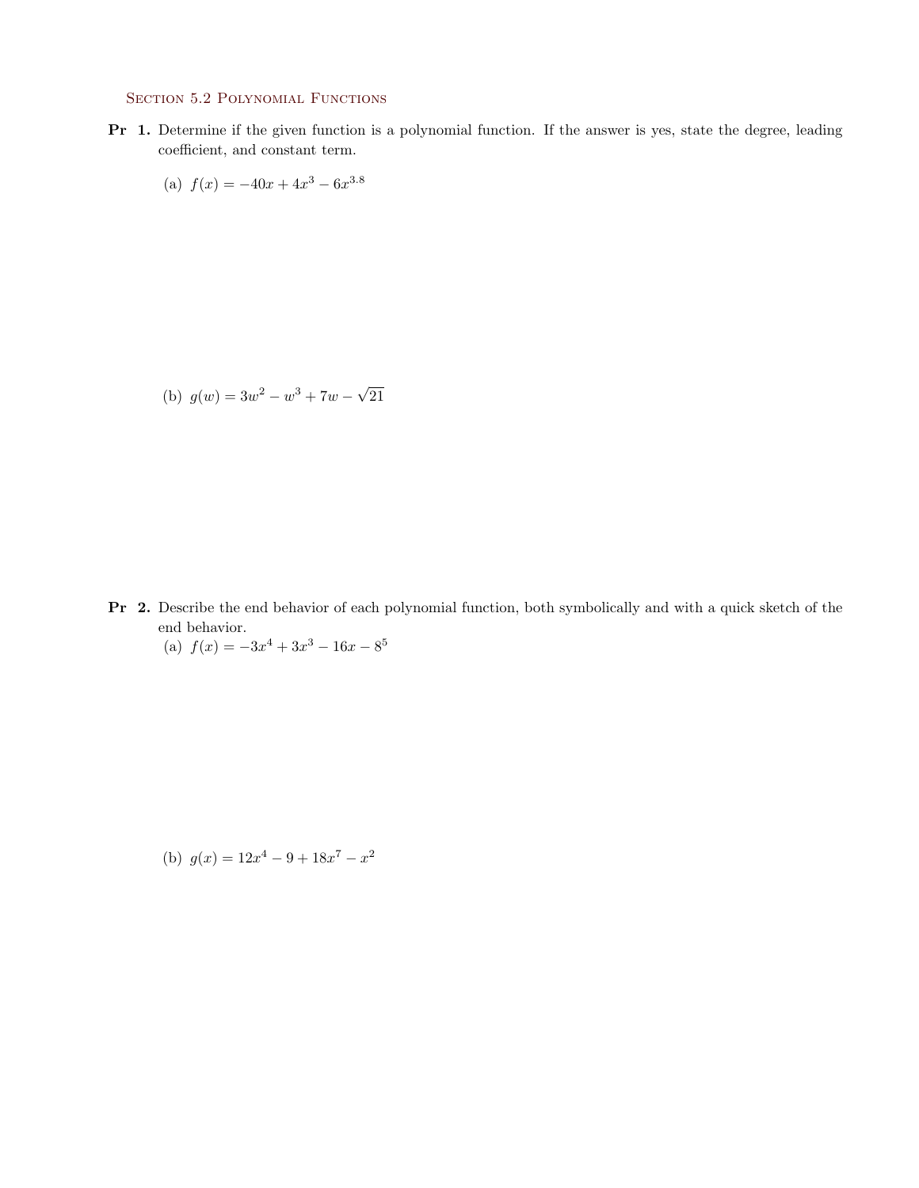## Section 5.2 Polynomial Functions

**Pr 1.** Determine if the given function is a polynomial function. If the answer is yes, state the degree, leading coefficient, and constant term.

(a) $f(x) = -40x + 4x^3 - 6x^{3.8}$

(b) $g(w) = 3w^2 - w^3 + 7w - \sqrt{21}$

**Pr 2.** Describe the end behavior of each polynomial function, both symbolically and with a quick sketch of the end behavior.

(a) $f(x) = -3x^4 + 3x^3 - 16x - 8^5$

(b) $g(x) = 12x^4 - 9 + 18x^7 - x^2$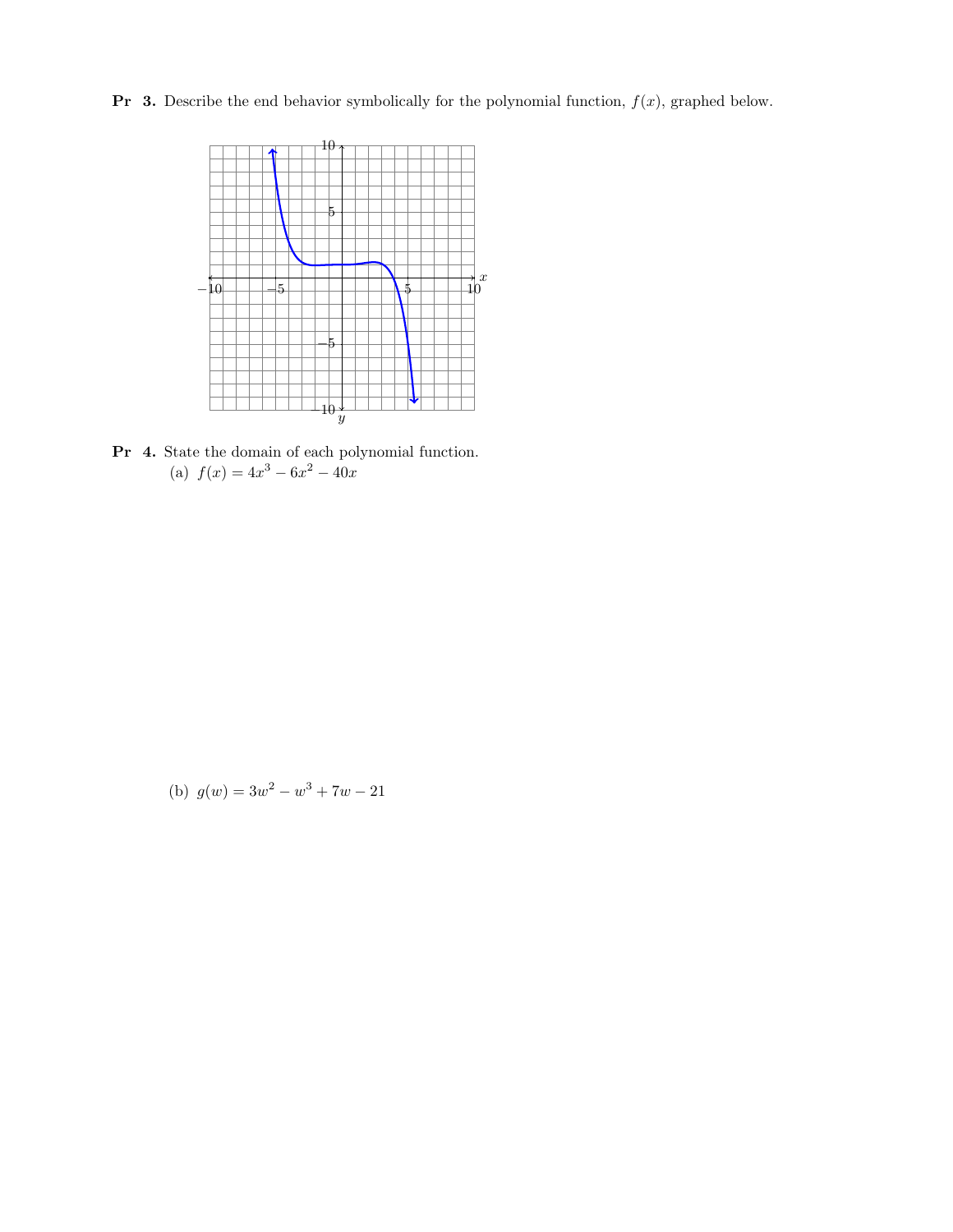**Pr 3.** Describe the end behavior symbolically for the polynomial function, $f(x)$, graphed below.

**Pr 4.** State the domain of each polynomial function.

(a) $f(x) = 4x^3 - 6x^2 - 40x$

(b) $g(w) = 3w^2 - w^3 + 7w - 21$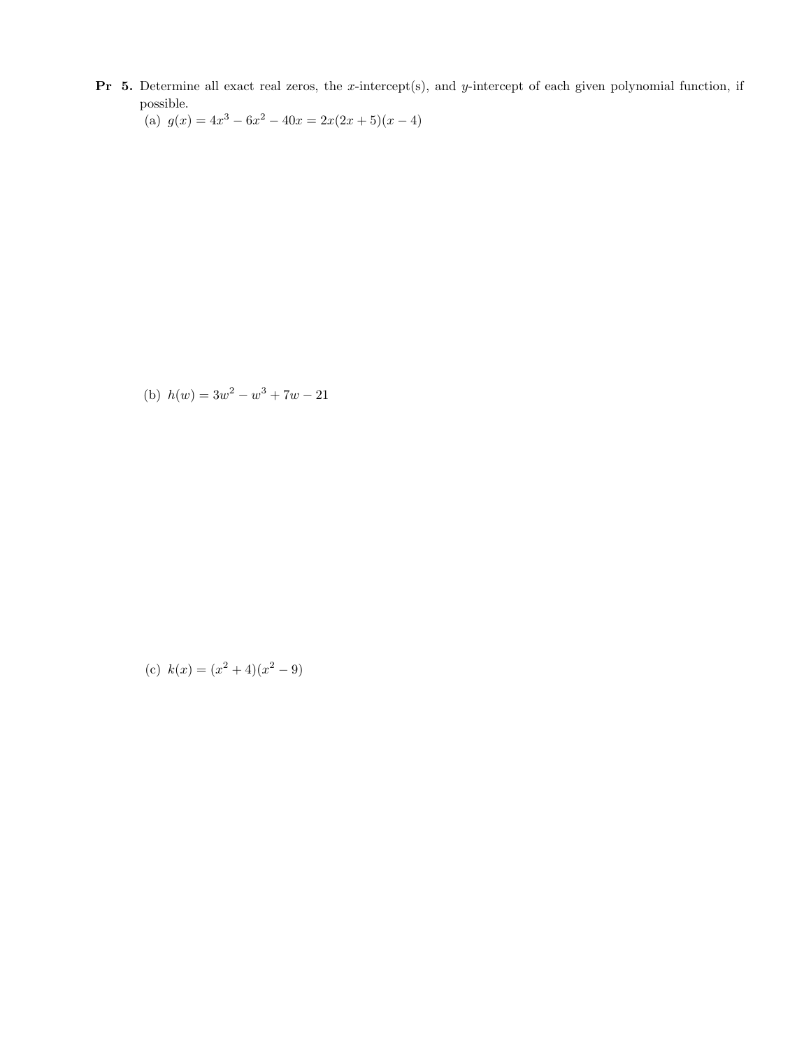**Pr 5.** Determine all exact real zeros, the $x$-intercept(s), and $y$-intercept of each given polynomial function, if possible.

(a) $g(x) = 4x^3 - 6x^2 - 40x = 2x(2x + 5)(x - 4)$

(b) $h(w) = 3w^2 - w^3 + 7w - 21$

(c) $k(x) = (x^2 + 4)(x^2 - 9)$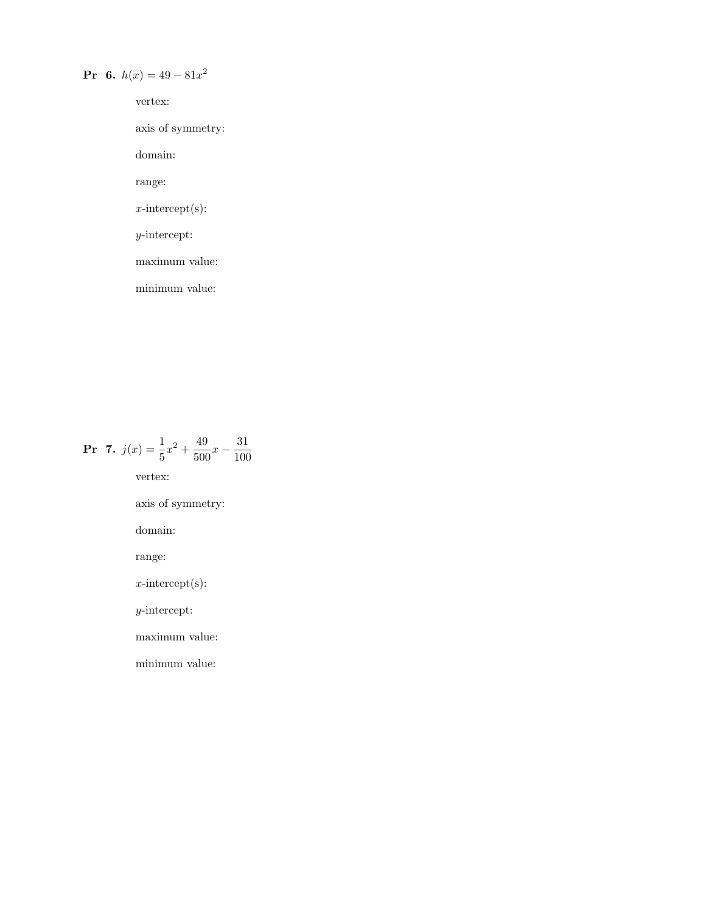**Pr 6.** $h(x) = 49 - 81x^2$

vertex:

axis of symmetry:

domain:

range:

$x$-intercept(s):

$y$-intercept:

maximum value:

minimum value:

**Pr 7.** $j(x) = \dfrac{1}{5}x^2 + \dfrac{49}{500}x - \dfrac{31}{100}$

vertex:

axis of symmetry:

domain:

range:

$x$-intercept(s):

$y$-intercept:

maximum value:

minimum value: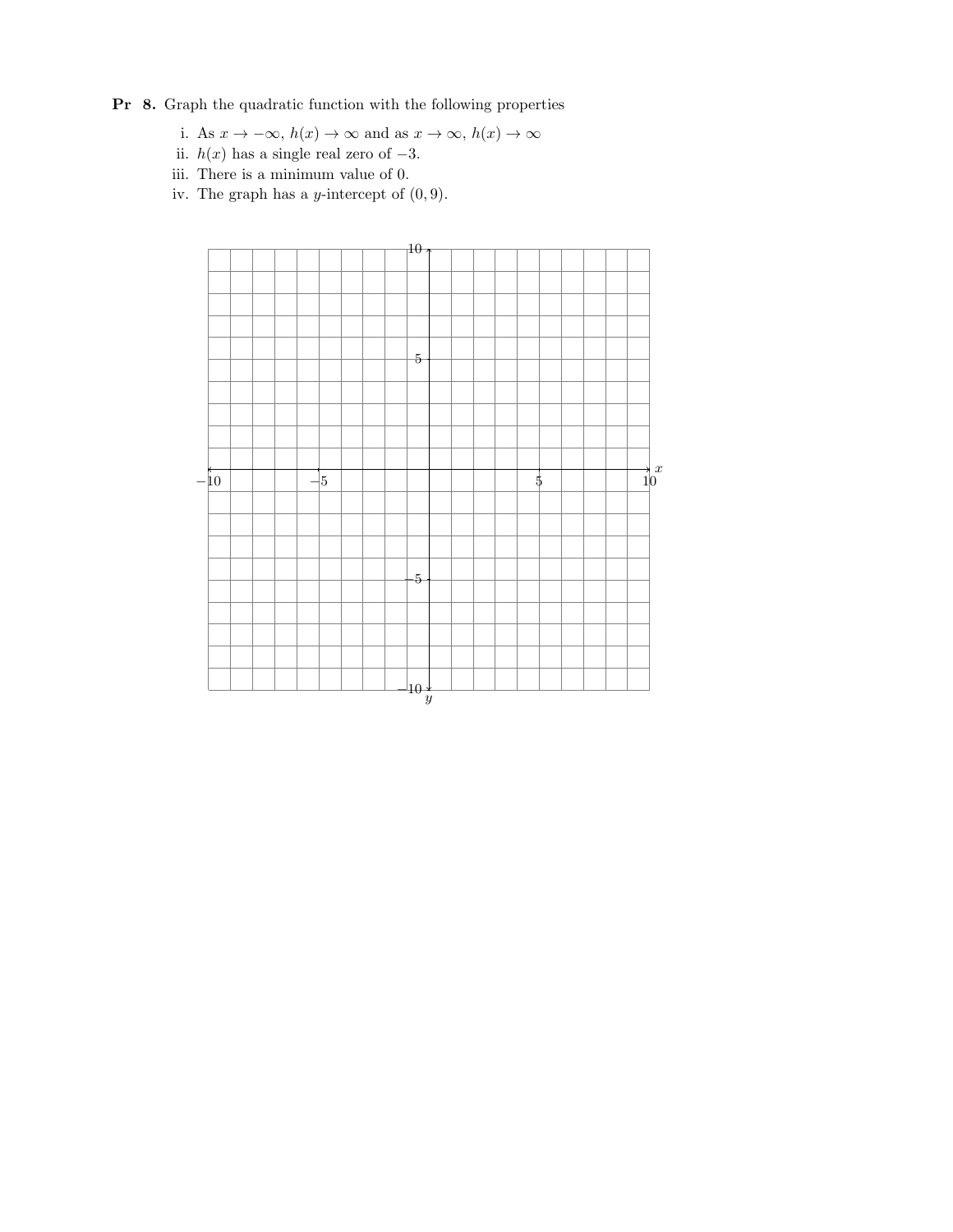**Pr 8.** Graph the quadratic function with the following properties

i. As $x \to -\infty$, $h(x) \to \infty$ and as $x \to \infty$, $h(x) \to \infty$

ii. $h(x)$ has a single real zero of $-3$.

iii. There is a minimum value of 0.

iv. The graph has a $y$-intercept of $(0, 9)$.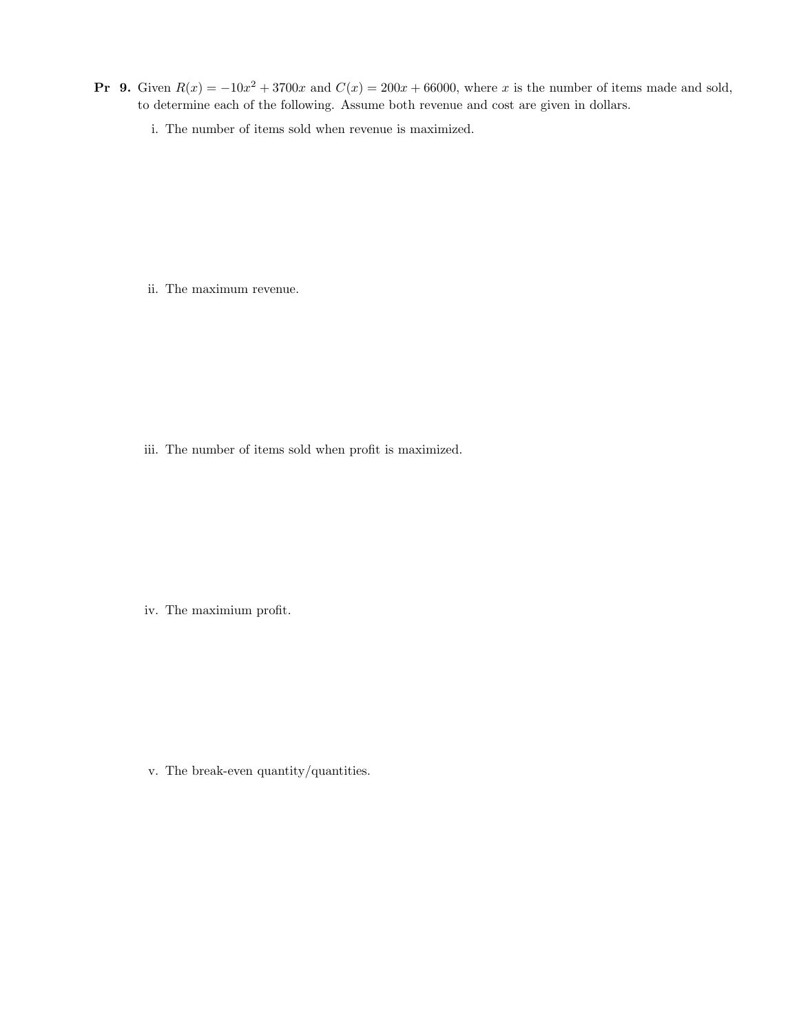**Pr 9.** Given $R(x) = -10x^2 + 3700x$ and $C(x) = 200x + 66000$, where $x$ is the number of items made and sold, to determine each of the following. Assume both revenue and cost are given in dollars.

i. The number of items sold when revenue is maximized.

ii. The maximum revenue.

iii. The number of items sold when profit is maximized.

iv. The maximium profit.

v. The break-even quantity/quantities.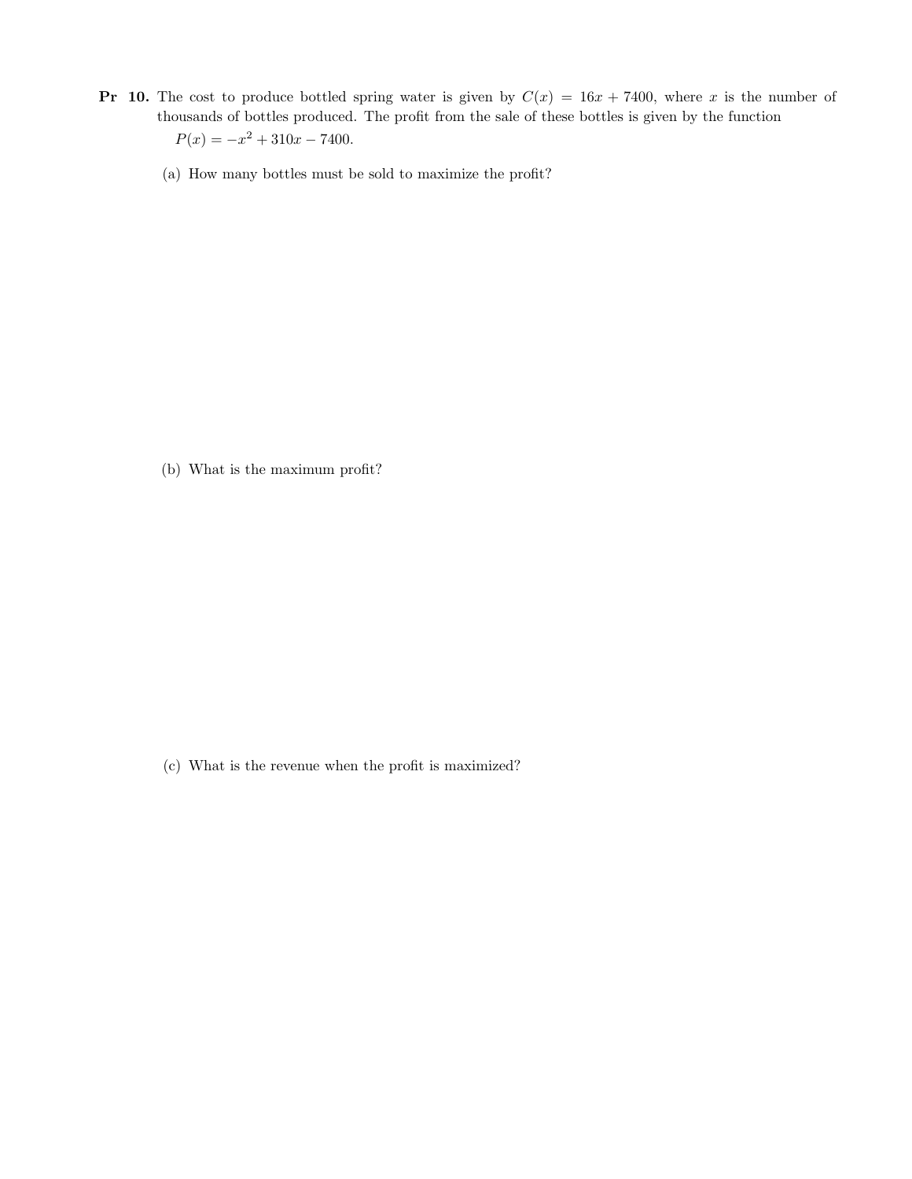**Pr 10.** The cost to produce bottled spring water is given by $C(x) = 16x + 7400$, where $x$ is the number of thousands of bottles produced. The profit from the sale of these bottles is given by the function

$P(x) = -x^2 + 310x - 7400.$

(a) How many bottles must be sold to maximize the profit?

(b) What is the maximum profit?

(c) What is the revenue when the profit is maximized?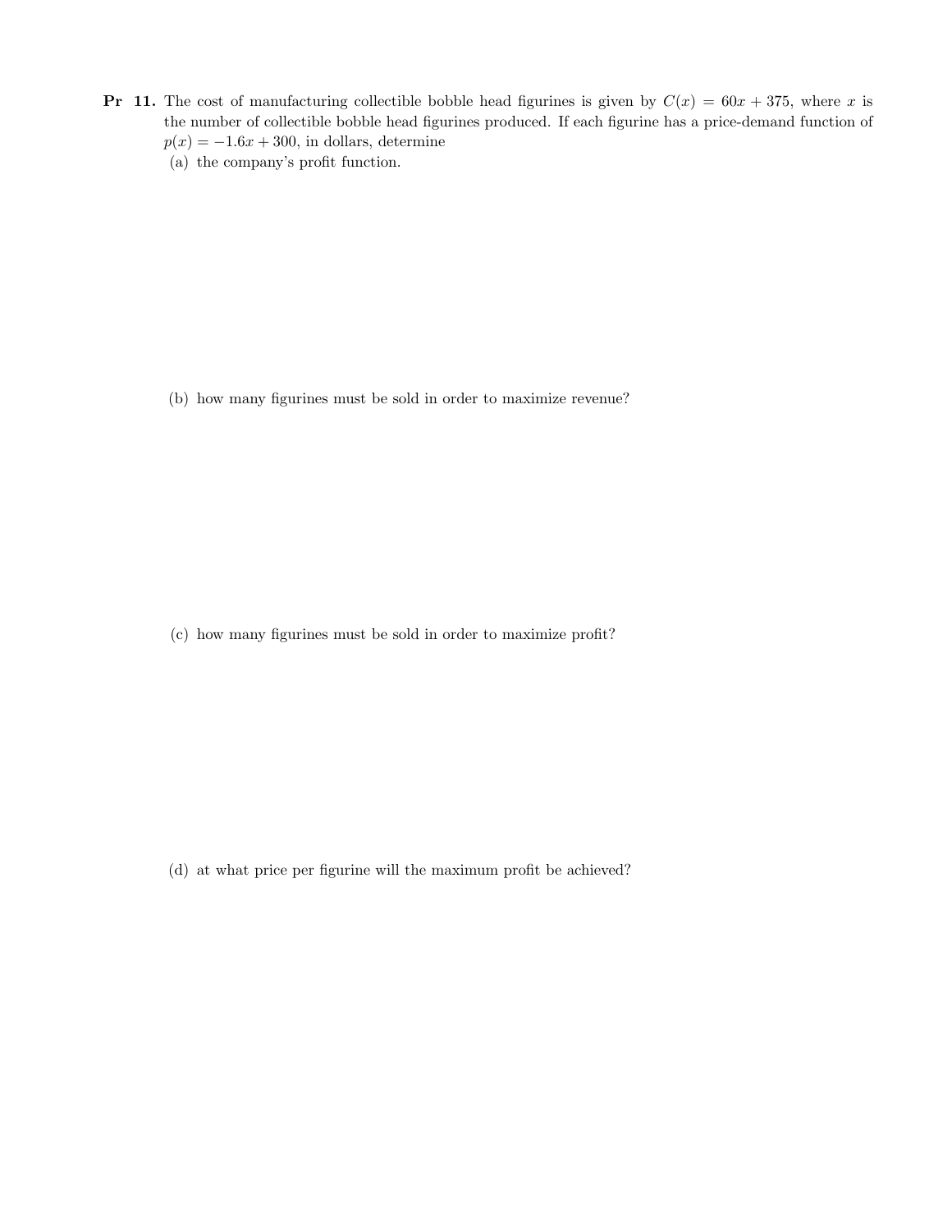**Pr 11.** The cost of manufacturing collectible bobble head figurines is given by $C(x) = 60x + 375$, where $x$ is the number of collectible bobble head figurines produced. If each figurine has a price-demand function of $p(x) = -1.6x + 300$, in dollars, determine

(a) the company's profit function.

(b) how many figurines must be sold in order to maximize revenue?

(c) how many figurines must be sold in order to maximize profit?

(d) at what price per figurine will the maximum profit be achieved?